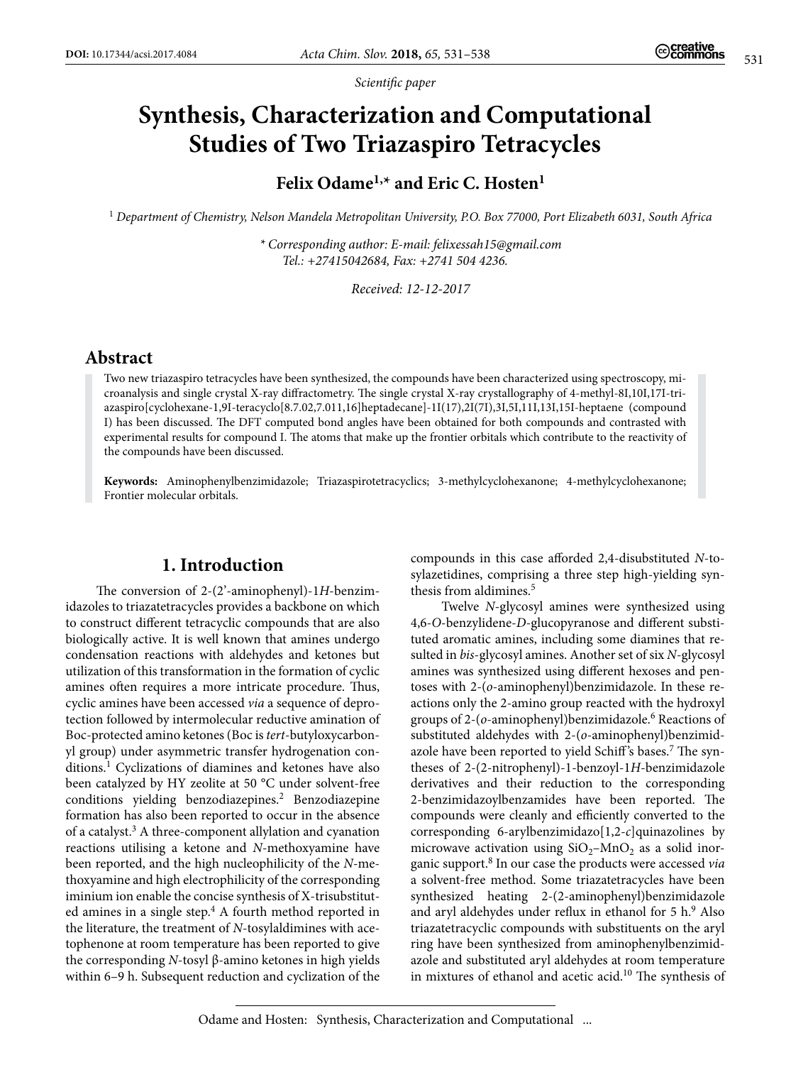*Scientific paper*

# Synthesis, Characterization and Computational Studies of Two Triazaspiro Tetracycles

**Felix Odame[1,*] and Eric C. Hosten[1]**

[1] *Department of Chemistry, Nelson Mandela Metropolitan University, P.O. Box 77000, Port Elizabeth 6031, South Africa*

*\* Corresponding author: E-mail: felixessah15@gmail.com Tel.: +27415042684, Fax: +2741 504 4236.*

*Received: 12-12-2017*

## Abstract

Two new triazaspiro tetracycles have been synthesized, the compounds have been characterized using spectroscopy, microanalysis and single crystal X-ray diffractometry. The single crystal X-ray crystallography of 4-methyl-8I,10I,17I-triazaspiro[cyclohexane-1,9I-teracyclo[8.7.02,7.011,16]heptadecane]-1I(17),2I(7I),3I,5I,11I,13I,15I-heptaene (compound I) has been discussed. The DFT computed bond angles have been obtained for both compounds and contrasted with experimental results for compound I. The atoms that make up the frontier orbitals which contribute to the reactivity of the compounds have been discussed.

**Keywords:** Aminophenylbenzimidazole; Triazaspirotetracyclics; 3-methylcyclohexanone; 4-methylcyclohexanone; Frontier molecular orbitals.

## 1. Introduction

The conversion of 2-(2'-aminophenyl)-1*H*-benzimidazoles to triazatetracycles provides a backbone on which to construct different tetracyclic compounds that are also biologically active. It is well known that amines undergo condensation reactions with aldehydes and ketones but utilization of this transformation in the formation of cyclic amines often requires a more intricate procedure. Thus, cyclic amines have been accessed *via* a sequence of deprotection followed by intermolecular reductive amination of Boc-protected amino ketones (Boc is *tert*-butyloxycarbonyl group) under asymmetric transfer hydrogenation conditions.[1] Cyclizations of diamines and ketones have also been catalyzed by HY zeolite at 50 °C under solvent-free conditions yielding benzodiazepines.[2] Benzodiazepine formation has also been reported to occur in the absence of a catalyst.[3] A three-component allylation and cyanation reactions utilising a ketone and *N*-methoxyamine have been reported, and the high nucleophilicity of the *N*-methoxyamine and high electrophilicity of the corresponding iminium ion enable the concise synthesis of X-trisubstituted amines in a single step.[4] A fourth method reported in the literature, the treatment of *N*-tosylaldimines with acetophenone at room temperature has been reported to give the corresponding *N*-tosyl β-amino ketones in high yields within 6–9 h. Subsequent reduction and cyclization of the compounds in this case afforded 2,4-disubstituted *N*-tosylazetidines, comprising a three step high-yielding synthesis from aldimines.[5]

Twelve *N*-glycosyl amines were synthesized using 4,6-*O*-benzylidene-*D*-glucopyranose and different substituted aromatic amines, including some diamines that resulted in *bis*-glycosyl amines. Another set of six *N*-glycosyl amines was synthesized using different hexoses and pentoses with 2-(*o*-aminophenyl)benzimidazole. In these reactions only the 2-amino group reacted with the hydroxyl groups of 2-(*o*-aminophenyl)benzimidazole.[6] Reactions of substituted aldehydes with 2-(*o*-aminophenyl)benzimidazole have been reported to yield Schiff's bases.[7] The syntheses of 2-(2-nitrophenyl)-1-benzoyl-1*H*-benzimidazole derivatives and their reduction to the corresponding 2-benzimidazoylbenzamides have been reported. The compounds were cleanly and efficiently converted to the corresponding 6-arylbenzimidazo[1,2-*c*]quinazolines by microwave activation using $SiO_2$–$MnO_2$ as a solid inorganic support.[8] In our case the products were accessed *via* a solvent-free method. Some triazatetracycles have been synthesized heating 2-(2-aminophenyl)benzimidazole and aryl aldehydes under reflux in ethanol for 5 h.[9] Also triazatetracyclic compounds with substituents on the aryl ring have been synthesized from aminophenylbenzimidazole and substituted aryl aldehydes at room temperature in mixtures of ethanol and acetic acid.[10] The synthesis of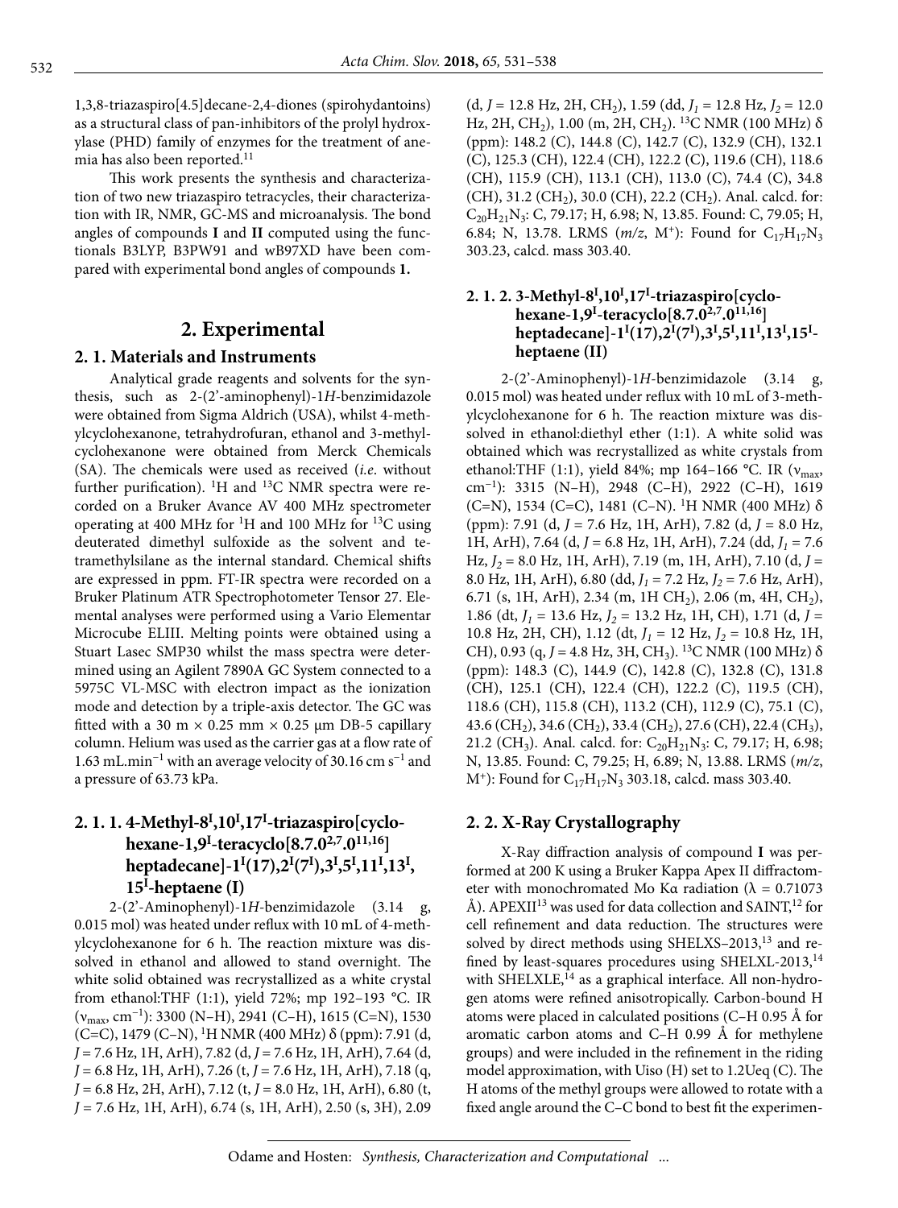1,3,8-triazaspiro[4.5]decane-2,4-diones (spirohydantoins) as a structural class of pan-inhibitors of the prolyl hydroxylase (PHD) family of enzymes for the treatment of anemia has also been reported.[11]

This work presents the synthesis and characterization of two new triazaspiro tetracycles, their characterization with IR, NMR, GC-MS and microanalysis. The bond angles of compounds **I** and **II** computed using the functionals B3LYP, B3PW91 and wB97XD have been compared with experimental bond angles of compounds **1.**

## 2. Experimental

### 2. 1. Materials and Instruments

Analytical grade reagents and solvents for the synthesis, such as 2-(2'-aminophenyl)-1*H*-benzimidazole were obtained from Sigma Aldrich (USA), whilst 4-methylcyclohexanone, tetrahydrofuran, ethanol and 3-methylcyclohexanone were obtained from Merck Chemicals (SA). The chemicals were used as received (*i.e.* without further purification). $^1$H and $^{13}$C NMR spectra were recorded on a Bruker Avance AV 400 MHz spectrometer operating at 400 MHz for $^1$H and 100 MHz for $^{13}$C using deuterated dimethyl sulfoxide as the solvent and tetramethylsilane as the internal standard. Chemical shifts are expressed in ppm. FT-IR spectra were recorded on a Bruker Platinum ATR Spectrophotometer Tensor 27. Elemental analyses were performed using a Vario Elementar Microcube ELIII. Melting points were obtained using a Stuart Lasec SMP30 whilst the mass spectra were determined using an Agilent 7890A GC System connected to a 5975C VL-MSC with electron impact as the ionization mode and detection by a triple-axis detector. The GC was fitted with a 30 m × 0.25 mm × 0.25 μm DB-5 capillary column. Helium was used as the carrier gas at a flow rate of 1.63 mL.min$^{-1}$ with an average velocity of 30.16 cm s$^{-1}$ and a pressure of 63.73 kPa.

#### 2. 1. 1. 4-Methyl-8$^{I}$,10$^{I}$,17$^{I}$-triazaspiro[cyclohexane-1,9$^{I}$-teracyclo[8.7.0$^{2,7}$.0$^{11,16}$]heptadecane]-1$^{I}$(17),2$^{I}$(7$^{I}$),3$^{I}$,5$^{I}$,11$^{I}$,13$^{I}$,15$^{I}$-heptaene (I)

2-(2'-Aminophenyl)-1*H*-benzimidazole (3.14 g, 0.015 mol) was heated under reflux with 10 mL of 4-methylcyclohexanone for 6 h. The reaction mixture was dissolved in ethanol and allowed to stand overnight. The white solid obtained was recrystallized as a white crystal from ethanol:THF (1:1), yield 72%; mp 192–193 °C. IR ($\nu_{max}$, cm$^{-1}$): 3300 (N–H), 2941 (C–H), 1615 (C=N), 1530 (C=C), 1479 (C–N), $^1$H NMR (400 MHz) δ (ppm): 7.91 (d, *J* = 7.6 Hz, 1H, ArH), 7.82 (d, *J* = 7.6 Hz, 1H, ArH), 7.64 (d, *J* = 6.8 Hz, 1H, ArH), 7.26 (t, *J* = 7.6 Hz, 1H, ArH), 7.18 (q, *J* = 6.8 Hz, 2H, ArH), 7.12 (t, *J* = 8.0 Hz, 1H, ArH), 6.80 (t, *J* = 7.6 Hz, 1H, ArH), 6.74 (s, 1H, ArH), 2.50 (s, 3H), 2.09 (d, *J* = 12.8 Hz, 2H, CH$_2$), 1.59 (dd, $J_1$ = 12.8 Hz, $J_2$ = 12.0 Hz, 2H, CH$_2$), 1.00 (m, 2H, CH$_2$). $^{13}$C NMR (100 MHz) δ (ppm): 148.2 (C), 144.8 (C), 142.7 (C), 132.9 (CH), 132.1 (C), 125.3 (CH), 122.4 (CH), 122.2 (C), 119.6 (CH), 118.6 (CH), 115.9 (CH), 113.1 (CH), 113.0 (C), 74.4 (C), 34.8 (CH), 31.2 (CH$_2$), 30.0 (CH), 22.2 (CH$_2$). Anal. calcd. for: $C_{20}H_{21}N_3$: C, 79.17; H, 6.98; N, 13.85. Found: C, 79.05; H, 6.84; N, 13.78. LRMS (*m/z*, M$^+$): Found for $C_{17}H_{17}N_3$ 303.23, calcd. mass 303.40.

#### 2. 1. 2. 3-Methyl-8$^{I}$,10$^{I}$,17$^{I}$-triazaspiro[cyclohexane-1,9$^{I}$-teracyclo[8.7.0$^{2,7}$.0$^{11,16}$]heptadecane]-1$^{I}$(17),2$^{I}$(7$^{I}$),3$^{I}$,5$^{I}$,11$^{I}$,13$^{I}$,15$^{I}$-heptaene (II)

2-(2'-Aminophenyl)-1*H*-benzimidazole (3.14 g, 0.015 mol) was heated under reflux with 10 mL of 3-methylcyclohexanone for 6 h. The reaction mixture was dissolved in ethanol:diethyl ether (1:1). A white solid was obtained which was recrystallized as white crystals from ethanol:THF (1:1), yield 84%; mp 164–166 °C. IR ($\nu_{max}$, cm$^{-1}$): 3315 (N–H), 2948 (C–H), 2922 (C–H), 1619 (C=N), 1534 (C=C), 1481 (C–N). $^1$H NMR (400 MHz) δ (ppm): 7.91 (d, *J* = 7.6 Hz, 1H, ArH), 7.82 (d, *J* = 8.0 Hz, 1H, ArH), 7.64 (d, *J* = 6.8 Hz, 1H, ArH), 7.24 (dd, $J_1$ = 7.6 Hz, $J_2$ = 8.0 Hz, 1H, ArH), 7.19 (m, 1H, ArH), 7.10 (d, *J* = 8.0 Hz, 1H, ArH), 6.80 (dd, $J_1$ = 7.2 Hz, $J_2$ = 7.6 Hz, ArH), 6.71 (s, 1H, ArH), 2.34 (m, 1H CH$_2$), 2.06 (m, 4H, CH$_2$), 1.86 (dt, $J_1$ = 13.6 Hz, $J_2$ = 13.2 Hz, 1H, CH), 1.71 (d, *J* = 10.8 Hz, 2H, CH), 1.12 (dt, $J_1$ = 12 Hz, $J_2$ = 10.8 Hz, 1H, CH), 0.93 (q, *J* = 4.8 Hz, 3H, CH$_3$). $^{13}$C NMR (100 MHz) δ (ppm): 148.3 (C), 144.9 (C), 142.8 (C), 132.8 (C), 131.8 (CH), 125.1 (CH), 122.4 (CH), 122.2 (C), 119.5 (CH), 118.6 (CH), 115.8 (CH), 113.2 (CH), 112.9 (C), 75.1 (C), 43.6 (CH$_2$), 34.6 (CH$_2$), 33.4 (CH$_2$), 27.6 (CH), 22.4 (CH$_3$), 21.2 (CH$_3$). Anal. calcd. for: $C_{20}H_{21}N_3$: C, 79.17; H, 6.98; N, 13.85. Found: C, 79.25; H, 6.89; N, 13.88. LRMS (*m/z*, M$^+$): Found for $C_{17}H_{17}N_3$ 303.18, calcd. mass 303.40.

### 2. 2. X-Ray Crystallography

X-Ray diffraction analysis of compound **I** was performed at 200 K using a Bruker Kappa Apex II diffractometer with monochromated Mo Kα radiation (λ = 0.71073 Å). APEXII[13] was used for data collection and SAINT,[12] for cell refinement and data reduction. The structures were solved by direct methods using SHELXS–2013,[13] and refined by least-squares procedures using SHELXL-2013,[14] with SHELXLE,[14] as a graphical interface. All non-hydrogen atoms were refined anisotropically. Carbon-bound H atoms were placed in calculated positions (C–H 0.95 Å for aromatic carbon atoms and C–H 0.99 Å for methylene groups) and were included in the refinement in the riding model approximation, with Uiso (H) set to 1.2Ueq (C). The H atoms of the methyl groups were allowed to rotate with a fixed angle around the C–C bond to best fit the experimen-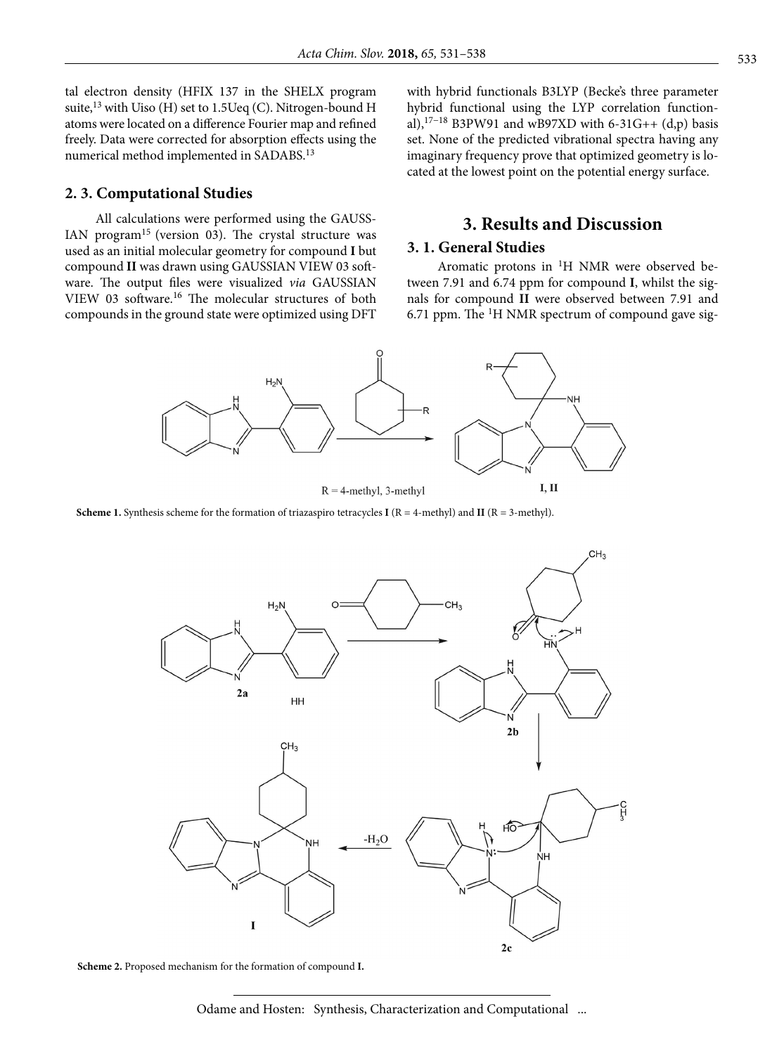tal electron density (HFIX 137 in the SHELX program suite,[13] with Uiso (H) set to 1.5Ueq (C). Nitrogen-bound H atoms were located on a difference Fourier map and refined freely. Data were corrected for absorption effects using the numerical method implemented in SADABS.[13]

## 2. 3. Computational Studies

All calculations were performed using the GAUSSIAN program[15] (version 03). The crystal structure was used as an initial molecular geometry for compound **I** but compound **II** was drawn using GAUSSIAN VIEW 03 software. The output files were visualized *via* GAUSSIAN VIEW 03 software.[16] The molecular structures of both compounds in the ground state were optimized using DFT with hybrid functionals B3LYP (Becke's three parameter hybrid functional using the LYP correlation functional),[17–18] B3PW91 and wB97XD with 6-31G++ (d,p) basis set. None of the predicted vibrational spectra having any imaginary frequency prove that optimized geometry is located at the lowest point on the potential energy surface.

# 3. Results and Discussion

## 3. 1. General Studies

Aromatic protons in $^1$H NMR were observed between 7.91 and 6.74 ppm for compound **I**, whilst the signals for compound **II** were observed between 7.91 and 6.71 ppm. The $^1$H NMR spectrum of compound gave sig-

**Scheme 1.** Synthesis scheme for the formation of triazaspiro tetracycles **I** (R = 4-methyl) and **II** (R = 3-methyl).

**Scheme 2.** Proposed mechanism for the formation of compound **I**.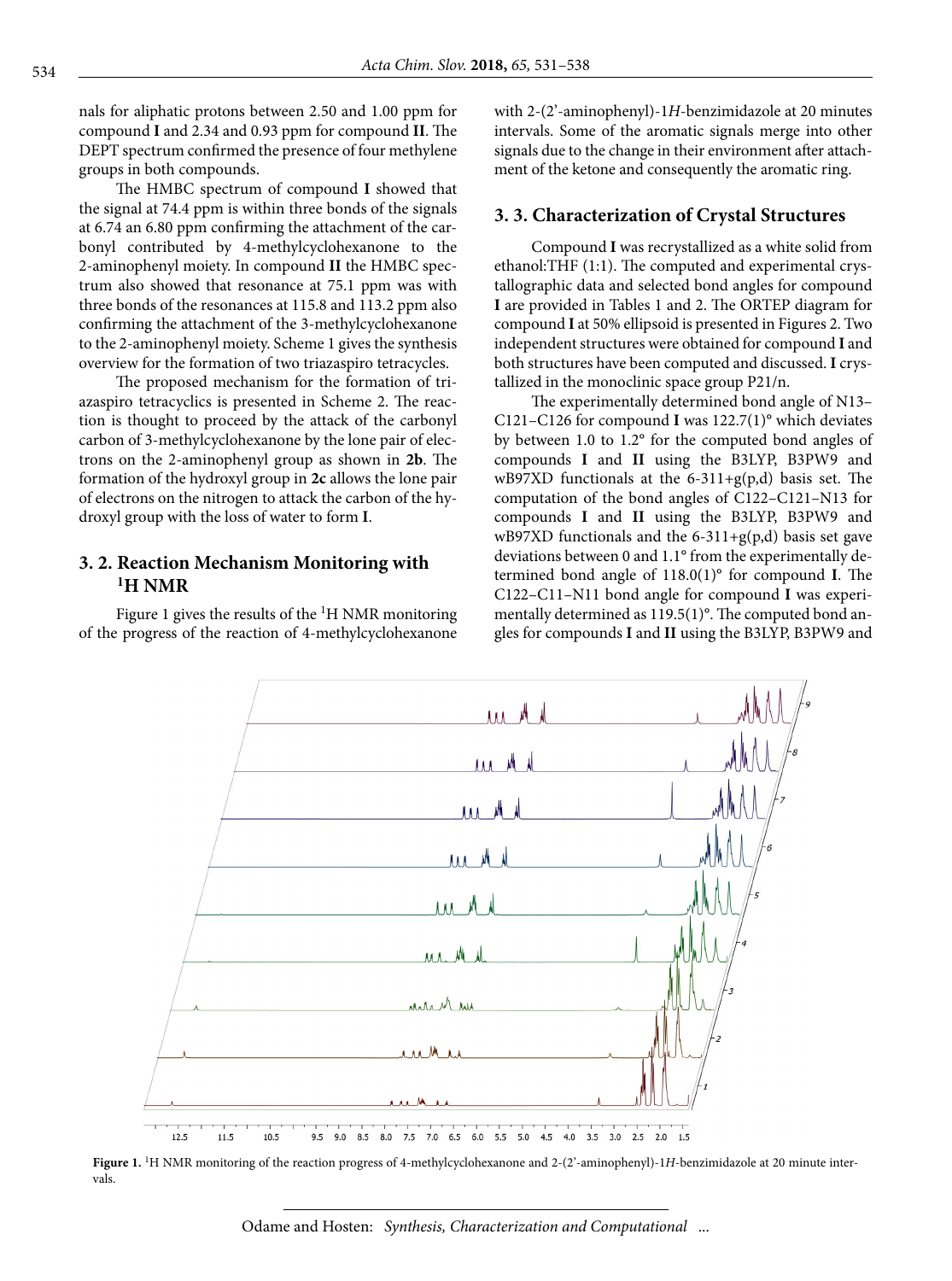nals for aliphatic protons between 2.50 and 1.00 ppm for compound **I** and 2.34 and 0.93 ppm for compound **II**. The DEPT spectrum confirmed the presence of four methylene groups in both compounds.

The HMBC spectrum of compound **I** showed that the signal at 74.4 ppm is within three bonds of the signals at 6.74 an 6.80 ppm confirming the attachment of the carbonyl contributed by 4-methylcyclohexanone to the 2-aminophenyl moiety. In compound **II** the HMBC spectrum also showed that resonance at 75.1 ppm was with three bonds of the resonances at 115.8 and 113.2 ppm also confirming the attachment of the 3-methylcyclohexanone to the 2-aminophenyl moiety. Scheme 1 gives the synthesis overview for the formation of two triazaspiro tetracycles.

The proposed mechanism for the formation of triazaspiro tetracyclics is presented in Scheme 2. The reaction is thought to proceed by the attack of the carbonyl carbon of 3-methylcyclohexanone by the lone pair of electrons on the 2-aminophenyl group as shown in **2b**. The formation of the hydroxyl group in **2c** allows the lone pair of electrons on the nitrogen to attack the carbon of the hydroxyl group with the loss of water to form **I**.

## 3. 2. Reaction Mechanism Monitoring with $^1$H NMR

Figure 1 gives the results of the $^1$H NMR monitoring of the progress of the reaction of 4-methylcyclohexanone with 2-(2'-aminophenyl)-1*H*-benzimidazole at 20 minutes intervals. Some of the aromatic signals merge into other signals due to the change in their environment after attachment of the ketone and consequently the aromatic ring.

## 3. 3. Characterization of Crystal Structures

Compound **I** was recrystallized as a white solid from ethanol:THF (1:1). The computed and experimental crystallographic data and selected bond angles for compound **I** are provided in Tables 1 and 2. The ORTEP diagram for compound **I** at 50% ellipsoid is presented in Figures 2. Two independent structures were obtained for compound **I** and both structures have been computed and discussed. **I** crystallized in the monoclinic space group P21/n.

The experimentally determined bond angle of N13–C121–C126 for compound **I** was 122.7(1)° which deviates by between 1.0 to 1.2° for the computed bond angles of compounds **I** and **II** using the B3LYP, B3PW9 and wB97XD functionals at the 6-311+g(p,d) basis set. The computation of the bond angles of C122–C121–N13 for compounds **I** and **II** using the B3LYP, B3PW9 and wB97XD functionals and the 6-311+g(p,d) basis set gave deviations between 0 and 1.1° from the experimentally determined bond angle of 118.0(1)° for compound **I**. The C122–C11–N11 bond angle for compound **I** was experimentally determined as 119.5(1)°. The computed bond angles for compounds **I** and **II** using the B3LYP, B3PW9 and

**Figure 1.** $^1$H NMR monitoring of the reaction progress of 4-methylcyclohexanone and 2-(2'-aminophenyl)-1*H*-benzimidazole at 20 minute intervals.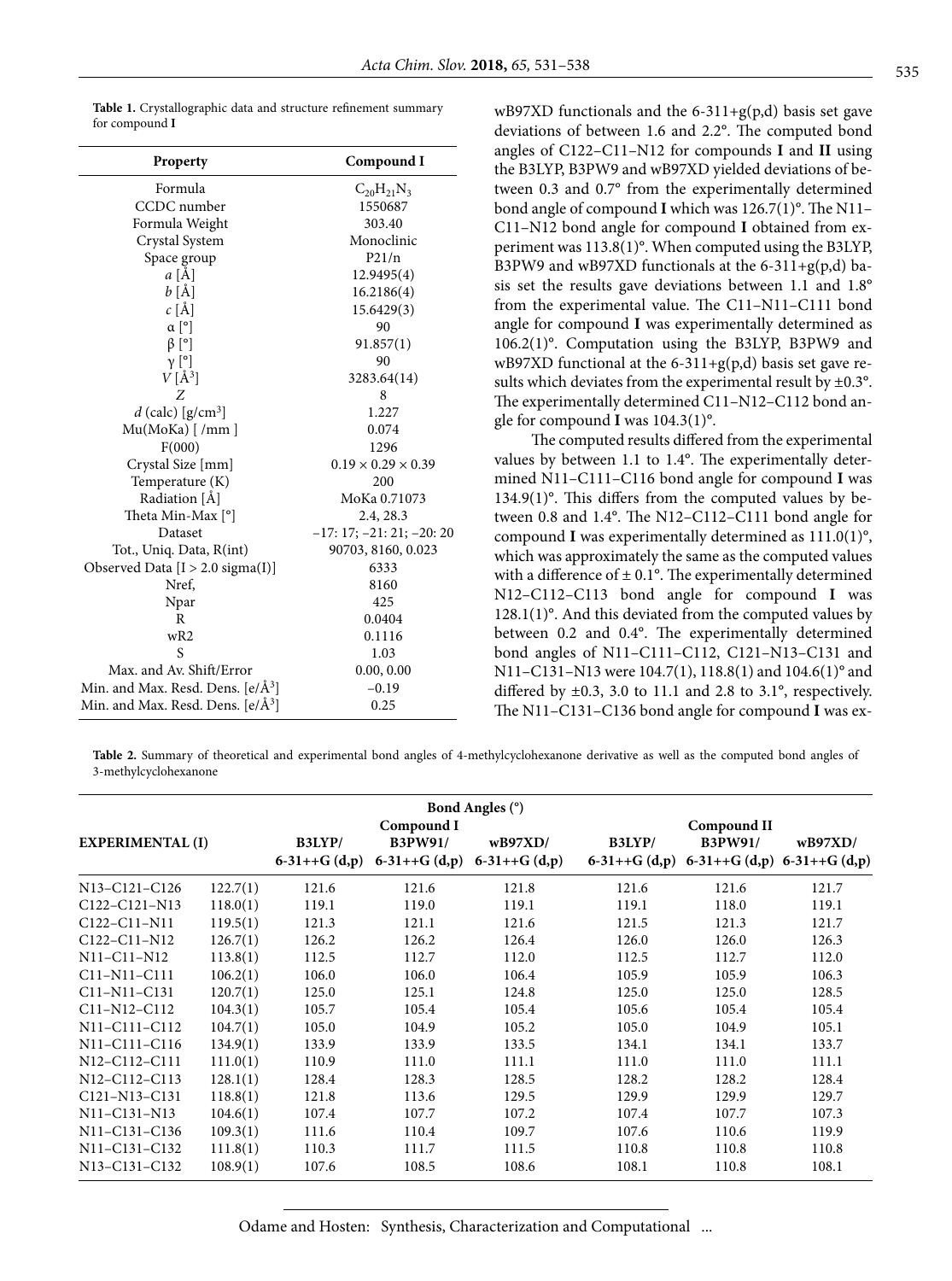**Table 1.** Crystallographic data and structure refinement summary for compound **I**

| Property | Compound I |
|---|---|
| Formula | $C_{20}H_{21}N_3$ |
| CCDC number | 1550687 |
| Formula Weight | 303.40 |
| Crystal System | Monoclinic |
| Space group | P21/n |
| *a* [Å] | 12.9495(4) |
| *b* [Å] | 16.2186(4) |
| *c* [Å] | 15.6429(3) |
| α [°] | 90 |
| β [°] | 91.857(1) |
| γ [°] | 90 |
| *V* [Å$^3$] | 3283.64(14) |
| *Z* | 8 |
| *d* (calc) [g/cm$^3$] | 1.227 |
| Mu(MoKa) [ /mm ] | 0.074 |
| F(000) | 1296 |
| Crystal Size [mm] | 0.19 × 0.29 × 0.39 |
| Temperature (K) | 200 |
| Radiation [Å] | MoKa 0.71073 |
| Theta Min-Max [°] | 2.4, 28.3 |
| Dataset | −17: 17; −21: 21; −20: 20 |
| Tot., Uniq. Data, R(int) | 90703, 8160, 0.023 |
| Observed Data [I > 2.0 sigma(I)] | 6333 |
| Nref, | 8160 |
| Npar | 425 |
| R | 0.0404 |
| wR2 | 0.1116 |
| S | 1.03 |
| Max. and Av. Shift/Error | 0.00, 0.00 |
| Min. and Max. Resd. Dens. [e/Å$^3$] | −0.19 |
| Min. and Max. Resd. Dens. [e/Å$^3$] | 0.25 |

wB97XD functionals and the 6-311+g(p,d) basis set gave deviations of between 1.6 and 2.2°. The computed bond angles of C122–C11–N12 for compounds **I** and **II** using the B3LYP, B3PW9 and wB97XD yielded deviations of between 0.3 and 0.7° from the experimentally determined bond angle of compound **I** which was 126.7(1)°. The N11–C11–N12 bond angle for compound **I** obtained from experiment was 113.8(1)°. When computed using the B3LYP, B3PW9 and wB97XD functionals at the 6-311+g(p,d) basis set the results gave deviations between 1.1 and 1.8° from the experimental value. The C11–N11–C111 bond angle for compound **I** was experimentally determined as 106.2(1)°. Computation using the B3LYP, B3PW9 and wB97XD functional at the 6-311+g(p,d) basis set gave results which deviates from the experimental result by ±0.3°. The experimentally determined C11–N12–C112 bond angle for compound **I** was 104.3(1)°.

The computed results differed from the experimental values by between 1.1 to 1.4°. The experimentally determined N11–C111–C116 bond angle for compound **I** was 134.9(1)°. This differs from the computed values by between 0.8 and 1.4°. The N12–C112–C111 bond angle for compound **I** was experimentally determined as 111.0(1)°, which was approximately the same as the computed values with a difference of ± 0.1°. The experimentally determined N12–C112–C113 bond angle for compound **I** was 128.1(1)°. And this deviated from the computed values by between 0.2 and 0.4°. The experimentally determined bond angles of N11–C111–C112, C121–N13–C131 and N11–C131–N13 were 104.7(1), 118.8(1) and 104.6(1)° and differed by ±0.3, 3.0 to 11.1 and 2.8 to 3.1°, respectively. The N11–C131–C136 bond angle for compound **I** was ex-

**Table 2.** Summary of theoretical and experimental bond angles of 4-methylcyclohexanone derivative as well as the computed bond angles of 3-methylcyclohexanone

| | | Bond Angles (°) | | | | | |
|---|---|---|---|---|---|---|---|
| | | Compound I | | | Compound II | | |
| **EXPERIMENTAL (I)** | | **B3LYP/ 6-31++G (d,p)** | **B3PW91/ 6-31++G (d,p)** | **wB97XD/ 6-31++G (d,p)** | **B3LYP/ 6-31++G (d,p)** | **B3PW91/ 6-31++G (d,p)** | **wB97XD/ 6-31++G (d,p)** |
| N13–C121–C126 | 122.7(1) | 121.6 | 121.6 | 121.8 | 121.6 | 121.6 | 121.7 |
| C122–C121–N13 | 118.0(1) | 119.1 | 119.0 | 119.1 | 119.1 | 118.0 | 119.1 |
| C122–C11–N11 | 119.5(1) | 121.3 | 121.1 | 121.6 | 121.5 | 121.3 | 121.7 |
| C122–C11–N12 | 126.7(1) | 126.2 | 126.2 | 126.4 | 126.0 | 126.0 | 126.3 |
| N11–C11–N12 | 113.8(1) | 112.5 | 112.7 | 112.0 | 112.5 | 112.7 | 112.0 |
| C11–N11–C111 | 106.2(1) | 106.0 | 106.0 | 106.4 | 105.9 | 105.9 | 106.3 |
| C11–N11–C131 | 120.7(1) | 125.0 | 125.1 | 124.8 | 125.0 | 125.0 | 128.5 |
| C11–N12–C112 | 104.3(1) | 105.7 | 105.4 | 105.4 | 105.6 | 105.4 | 105.4 |
| N11–C111–C112 | 104.7(1) | 105.0 | 104.9 | 105.2 | 105.0 | 104.9 | 105.1 |
| N11–C111–C116 | 134.9(1) | 133.9 | 133.9 | 133.5 | 134.1 | 134.1 | 133.7 |
| N12–C112–C111 | 111.0(1) | 110.9 | 111.0 | 111.1 | 111.0 | 111.0 | 111.1 |
| N12–C112–C113 | 128.1(1) | 128.4 | 128.3 | 128.5 | 128.2 | 128.2 | 128.4 |
| C121–N13–C131 | 118.8(1) | 121.8 | 113.6 | 129.5 | 129.9 | 129.9 | 129.7 |
| N11–C131–N13 | 104.6(1) | 107.4 | 107.7 | 107.2 | 107.4 | 107.7 | 107.3 |
| N11–C131–C136 | 109.3(1) | 111.6 | 110.4 | 109.7 | 107.6 | 110.6 | 119.9 |
| N11–C131–C132 | 111.8(1) | 110.3 | 111.7 | 111.5 | 110.8 | 110.8 | 110.8 |
| N13–C131–C132 | 108.9(1) | 107.6 | 108.5 | 108.6 | 108.1 | 110.8 | 108.1 |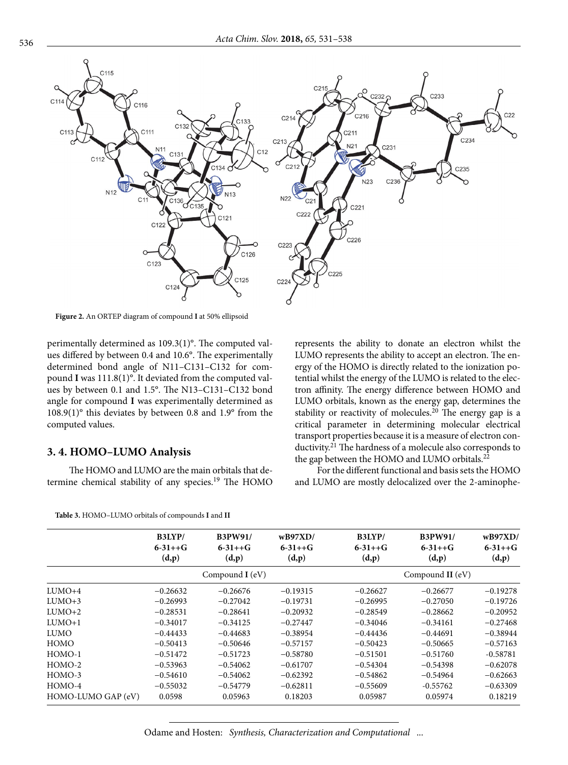Figure 2. An ORTEP diagram of compound **I** at 50% ellipsoid

perimentally determined as 109.3(1)°. The computed values differed by between 0.4 and 10.6°. The experimentally determined bond angle of N11–C131–C132 for compound **I** was 111.8(1)°. It deviated from the computed values by between 0.1 and 1.5°. The N13–C131–C132 bond angle for compound **I** was experimentally determined as 108.9(1)° this deviates by between 0.8 and 1.9° from the computed values.

### 3. 4. HOMO–LUMO Analysis

The HOMO and LUMO are the main orbitals that determine chemical stability of any species.[19] The HOMO represents the ability to donate an electron whilst the LUMO represents the ability to accept an electron. The energy of the HOMO is directly related to the ionization potential whilst the energy of the LUMO is related to the electron affinity. The energy difference between HOMO and LUMO orbitals, known as the energy gap, determines the stability or reactivity of molecules.[20] The energy gap is a critical parameter in determining molecular electrical transport properties because it is a measure of electron conductivity.[21] The hardness of a molecule also corresponds to the gap between the HOMO and LUMO orbitals.[22]

For the different functional and basis sets the HOMO and LUMO are mostly delocalized over the 2-aminophe-

**Table 3.** HOMO–LUMO orbitals of compounds **I** and **II**

| | B3LYP/ 6-31++G (d,p) | B3PW91/ 6-31++G (d,p) | wB97XD/ 6-31++G (d,p) | B3LYP/ 6-31++G (d,p) | B3PW91/ 6-31++G (d,p) | wB97XD/ 6-31++G (d,p) |
|---|---|---|---|---|---|---|
| | Compound **I** (eV) | | | Compound **II** (eV) | | |
| LUMO+4 | −0.26632 | −0.26676 | −0.19315 | −0.26627 | −0.26677 | −0.19278 |
| LUMO+3 | −0.26993 | −0.27042 | −0.19731 | −0.26995 | −0.27050 | −0.19726 |
| LUMO+2 | −0.28531 | −0.28641 | −0.20932 | −0.28549 | −0.28662 | −0.20952 |
| LUMO+1 | −0.34017 | −0.34125 | −0.27447 | −0.34046 | −0.34161 | −0.27468 |
| LUMO | −0.44433 | −0.44683 | −0.38954 | −0.44436 | −0.44691 | −0.38944 |
| HOMO | −0.50413 | −0.50646 | −0.57157 | −0.50423 | −0.50665 | −0.57163 |
| HOMO-1 | −0.51472 | −0.51723 | −0.58780 | −0.51501 | −0.51760 | -0.58781 |
| HOMO-2 | −0.53963 | −0.54062 | −0.61707 | −0.54304 | −0.54398 | −0.62078 |
| HOMO-3 | −0.54610 | −0.54062 | −0.62392 | −0.54862 | −0.54964 | −0.62663 |
| HOMO-4 | −0.55032 | −0.54779 | −0.62811 | −0.55609 | -0.55762 | −0.63309 |
| HOMO-LUMO GAP (eV) | 0.0598 | 0.05963 | 0.18203 | 0.05987 | 0.05974 | 0.18219 |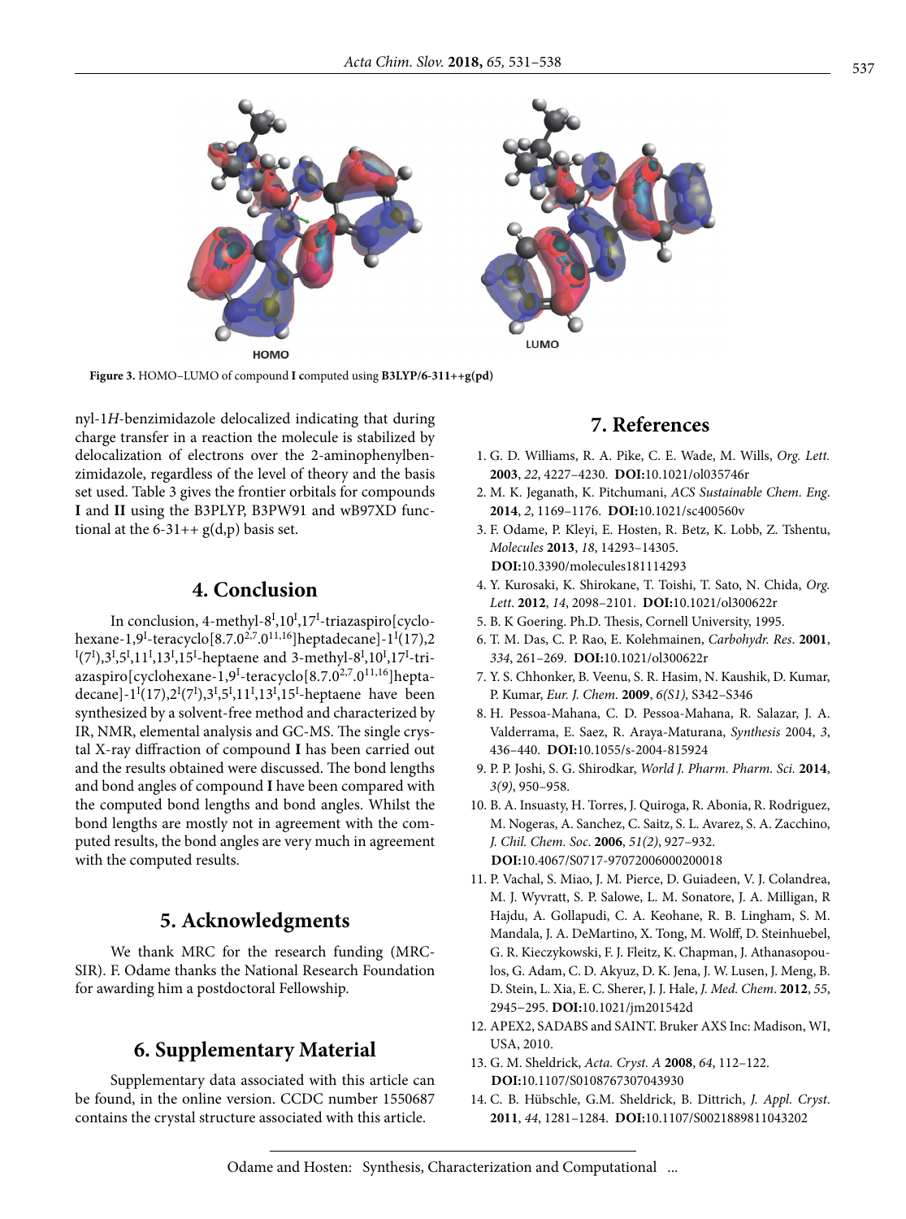HOMO LUMO

**Figure 3.** HOMO–LUMO of compound **I** computed using **B3LYP/6-311++g(pd)**

nyl-1*H*-benzimidazole delocalized indicating that during charge transfer in a reaction the molecule is stabilized by delocalization of electrons over the 2-aminophenylbenzimidazole, regardless of the level of theory and the basis set used. Table 3 gives the frontier orbitals for compounds **I** and **II** using the B3PLYP, B3PW91 and wB97XD functional at the 6-31++ g(d,p) basis set.

## 4. Conclusion

In conclusion, 4-methyl-$8^I$,$10^I$,$17^I$-triazaspiro[cyclohexane-1,$9^I$-teracyclo[8.7.$0^{2,7}$.$0^{11,16}$]heptadecane]-$1^I$(17),2 $^I$($7^I$),$3^I$,$5^I$,$11^I$,$13^I$,$15^I$-heptaene and 3-methyl-$8^I$,$10^I$,$17^I$-triazaspiro[cyclohexane-1,$9^I$-teracyclo[8.7.$0^{2,7}$.$0^{11,16}$]heptadecane]-$1^I$(17),$2^I$($7^I$),$3^I$,$5^I$,$11^I$,$13^I$,$15^I$-heptaene have been synthesized by a solvent-free method and characterized by IR, NMR, elemental analysis and GC-MS. The single crystal X-ray diffraction of compound **I** has been carried out and the results obtained were discussed. The bond lengths and bond angles of compound **I** have been compared with the computed bond lengths and bond angles. Whilst the bond lengths are mostly not in agreement with the computed results, the bond angles are very much in agreement with the computed results.

## 5. Acknowledgments

We thank MRC for the research funding (MRC-SIR). F. Odame thanks the National Research Foundation for awarding him a postdoctoral Fellowship.

## 6. Supplementary Material

Supplementary data associated with this article can be found, in the online version. CCDC number 1550687 contains the crystal structure associated with this article.

## 7. References

1. G. D. Williams, R. A. Pike, C. E. Wade, M. Wills, *Org. Lett.* **2003**, *22*, 4227–4230. **DOI:**10.1021/ol035746r
2. M. K. Jeganath, K. Pitchumani, *ACS Sustainable Chem. Eng.* **2014**, *2*, 1169–1176. **DOI:**10.1021/sc400560v
3. F. Odame, P. Kleyi, E. Hosten, R. Betz, K. Lobb, Z. Tshentu, *Molecules* **2013**, *18*, 14293–14305. **DOI:**10.3390/molecules181114293
4. Y. Kurosaki, K. Shirokane, T. Toishi, T. Sato, N. Chida, *Org. Lett.* **2012**, *14*, 2098–2101. **DOI:**10.1021/ol300622r
5. B. K Goering. Ph.D. Thesis, Cornell University, 1995.
6. T. M. Das, C. P. Rao, E. Kolehmainen, *Carbohydr. Res.* **2001**, *334*, 261–269. **DOI:**10.1021/ol300622r
7. Y. S. Chhonker, B. Veenu, S. R. Hasim, N. Kaushik, D. Kumar, P. Kumar, *Eur. J. Chem.* **2009**, *6(S1),* S342–S346
8. H. Pessoa-Mahana, C. D. Pessoa-Mahana, R. Salazar, J. A. Valderrama, E. Saez, R. Araya-Maturana, *Synthesis* 2004, *3*, 436–440. **DOI:**10.1055/s-2004-815924
9. P. P. Joshi, S. G. Shirodkar, *World J. Pharm. Pharm. Sci.* **2014**, *3(9)*, 950–958.
10. B. A. Insuasty, H. Torres, J. Quiroga, R. Abonia, R. Rodriguez, M. Nogeras, A. Sanchez, C. Saitz, S. L. Avarez, S. A. Zacchino, *J. Chil. Chem. Soc.* **2006**, *51(2)*, 927–932. **DOI:**10.4067/S0717-97072006000200018
11. P. Vachal, S. Miao, J. M. Pierce, D. Guiadeen, V. J. Colandrea, M. J. Wyvratt, S. P. Salowe, L. M. Sonatore, J. A. Milligan, R Hajdu, A. Gollapudi, C. A. Keohane, R. B. Lingham, S. M. Mandala, J. A. DeMartino, X. Tong, M. Wolff, D. Steinhuebel, G. R. Kieczykowski, F. J. Fleitz, K. Chapman, J. Athanasopoulos, G. Adam, C. D. Akyuz, D. K. Jena, J. W. Lusen, J. Meng, B. D. Stein, L. Xia, E. C. Sherer, J. J. Hale, *J. Med. Chem.* **2012**, *55*, 2945–295. **DOI:**10.1021/jm201542d
12. APEX2, SADABS and SAINT. Bruker AXS Inc: Madison, WI, USA, 2010.
13. G. M. Sheldrick, *Acta. Cryst. A* **2008**, *64*, 112–122. **DOI:**10.1107/S0108767307043930
14. C. B. Hübschle, G.M. Sheldrick, B. Dittrich, *J. Appl. Cryst.* **2011**, *44*, 1281–1284. **DOI:**10.1107/S0021889811043202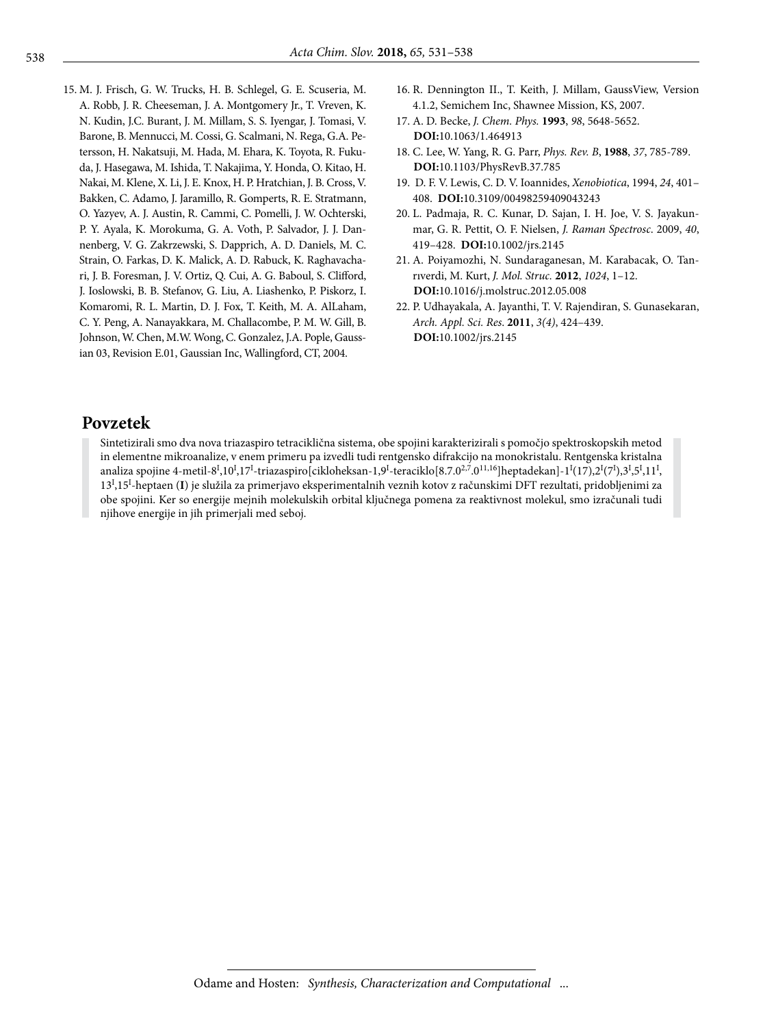15. M. J. Frisch, G. W. Trucks, H. B. Schlegel, G. E. Scuseria, M. A. Robb, J. R. Cheeseman, J. A. Montgomery Jr., T. Vreven, K. N. Kudin, J.C. Burant, J. M. Millam, S. S. Iyengar, J. Tomasi, V. Barone, B. Mennucci, M. Cossi, G. Scalmani, N. Rega, G.A. Petersson, H. Nakatsuji, M. Hada, M. Ehara, K. Toyota, R. Fukuda, J. Hasegawa, M. Ishida, T. Nakajima, Y. Honda, O. Kitao, H. Nakai, M. Klene, X. Li, J. E. Knox, H. P. Hratchian, J. B. Cross, V. Bakken, C. Adamo, J. Jaramillo, R. Gomperts, R. E. Stratmann, O. Yazyev, A. J. Austin, R. Cammi, C. Pomelli, J. W. Ochterski, P. Y. Ayala, K. Morokuma, G. A. Voth, P. Salvador, J. J. Dannenberg, V. G. Zakrzewski, S. Dapprich, A. D. Daniels, M. C. Strain, O. Farkas, D. K. Malick, A. D. Rabuck, K. Raghavachari, J. B. Foresman, J. V. Ortiz, Q. Cui, A. G. Baboul, S. Clifford, J. Ioslowski, B. B. Stefanov, G. Liu, A. Liashenko, P. Piskorz, I. Komaromi, R. L. Martin, D. J. Fox, T. Keith, M. A. AlLaham, C. Y. Peng, A. Nanayakkara, M. Challacombe, P. M. W. Gill, B. Johnson, W. Chen, M.W. Wong, C. Gonzalez, J.A. Pople, Gaussian 03, Revision E.01, Gaussian Inc, Wallingford, CT, 2004.
16. R. Dennington II., T. Keith, J. Millam, GaussView, Version 4.1.2, Semichem Inc, Shawnee Mission, KS, 2007.
17. A. D. Becke, *J. Chem. Phys.* **1993**, *98*, 5648-5652. **DOI:**10.1063/1.464913
18. C. Lee, W. Yang, R. G. Parr, *Phys. Rev. B*, **1988**, *37*, 785-789. **DOI:**10.1103/PhysRevB.37.785
19. D. F. V. Lewis, C. D. V. Ioannides, *Xenobiotica*, 1994, *24*, 401–408. **DOI:**10.3109/00498259409043243
20. L. Padmaja, R. C. Kunar, D. Sajan, I. H. Joe, V. S. Jayakunmar, G. R. Pettit, O. F. Nielsen, *J. Raman Spectrosc*. 2009, *40*, 419–428. **DOI:**10.1002/jrs.2145
21. A. Poiyamozhi, N. Sundaraganesan, M. Karabacak, O. Tanrıverdi, M. Kurt, *J. Mol. Struc.* **2012**, *1024*, 1–12. **DOI:**10.1016/j.molstruc.2012.05.008
22. P. Udhayakala, A. Jayanthi, T. V. Rajendiran, S. Gunasekaran, *Arch. Appl. Sci. Res*. **2011**, *3(4)*, 424–439. **DOI:**10.1002/jrs.2145

## Povzetek

Sintetizirali smo dva nova triazaspiro tetraciklična sistema, obe spojini karakterizirali s pomočjo spektroskopskih metod in elementne mikroanalize, v enem primeru pa izvedli tudi rentgensko difrakcijo na monokristalu. Rentgenska kristalna analiza spojine 4-metil-$8^{I}$,$10^{I}$,$17^{I}$-triazaspiro[cikloheksan-1,$9^{I}$-teraciklo[8.7.$0^{2,7}$.$0^{11,16}$]heptadekan]-$1^{I}$(17),$2^{I}$($7^{I}$),$3^{I}$,$5^{I}$,$11^{I}$,$13^{I}$,$15^{I}$-heptaen (**I**) je služila za primerjavo eksperimentalnih veznih kotov z računskimi DFT rezultati, pridobljenimi za obe spojini. Ker so energije mejnih molekulskih orbital ključnega pomena za reaktivnost molekul, smo izračunali tudi njihove energije in jih primerjali med seboj.